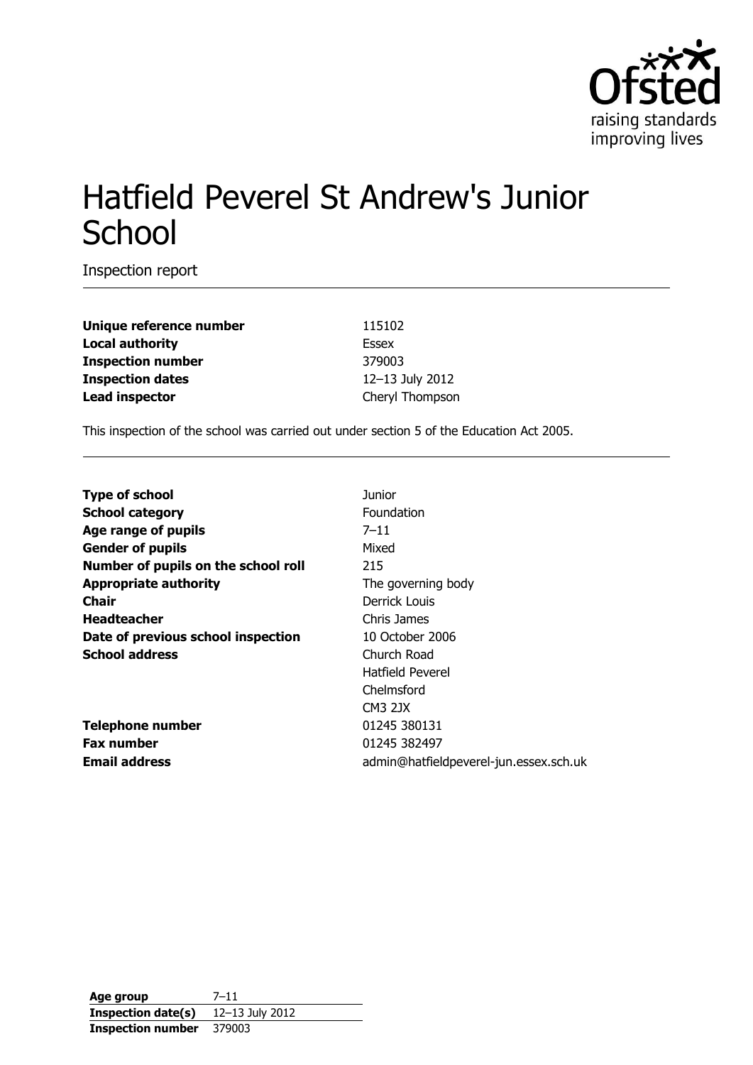# Hatfield Peverel St Andrew's Junior School

Inspection report

| | |
|---|---|
| **Unique reference number** | 115102 |
| **Local authority** | Essex |
| **Inspection number** | 379003 |
| **Inspection dates** | 12–13 July 2012 |
| **Lead inspector** | Cheryl Thompson |

This inspection of the school was carried out under section 5 of the Education Act 2005.

| | |
|---|---|
| **Type of school** | Junior |
| **School category** | Foundation |
| **Age range of pupils** | 7–11 |
| **Gender of pupils** | Mixed |
| **Number of pupils on the school roll** | 215 |
| **Appropriate authority** | The governing body |
| **Chair** | Derrick Louis |
| **Headteacher** | Chris James |
| **Date of previous school inspection** | 10 October 2006 |
| **School address** | Church Road<br>Hatfield Peverel<br>Chelmsford<br>CM3 2JX |
| **Telephone number** | 01245 380131 |
| **Fax number** | 01245 382497 |
| **Email address** | admin@hatfieldpeverel-jun.essex.sch.uk |

| | |
|---|---|
| **Age group** | 7–11 |
| **Inspection date(s)** | 12–13 July 2012 |
| **Inspection number** | 379003 |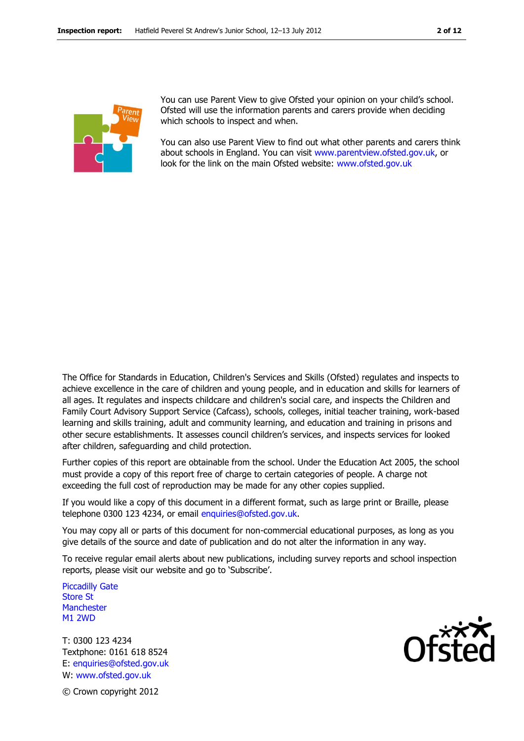You can use Parent View to give Ofsted your opinion on your child's school. Ofsted will use the information parents and carers provide when deciding which schools to inspect and when.

You can also use Parent View to find out what other parents and carers think about schools in England. You can visit www.parentview.ofsted.gov.uk, or look for the link on the main Ofsted website: www.ofsted.gov.uk

The Office for Standards in Education, Children's Services and Skills (Ofsted) regulates and inspects to achieve excellence in the care of children and young people, and in education and skills for learners of all ages. It regulates and inspects childcare and children's social care, and inspects the Children and Family Court Advisory Support Service (Cafcass), schools, colleges, initial teacher training, work-based learning and skills training, adult and community learning, and education and training in prisons and other secure establishments. It assesses council children's services, and inspects services for looked after children, safeguarding and child protection.

Further copies of this report are obtainable from the school. Under the Education Act 2005, the school must provide a copy of this report free of charge to certain categories of people. A charge not exceeding the full cost of reproduction may be made for any other copies supplied.

If you would like a copy of this document in a different format, such as large print or Braille, please telephone 0300 123 4234, or email enquiries@ofsted.gov.uk.

You may copy all or parts of this document for non-commercial educational purposes, as long as you give details of the source and date of publication and do not alter the information in any way.

To receive regular email alerts about new publications, including survey reports and school inspection reports, please visit our website and go to 'Subscribe'.

Piccadilly Gate
Store St
Manchester
M1 2WD

T: 0300 123 4234
Textphone: 0161 618 8524
E: enquiries@ofsted.gov.uk
W: www.ofsted.gov.uk

© Crown copyright 2012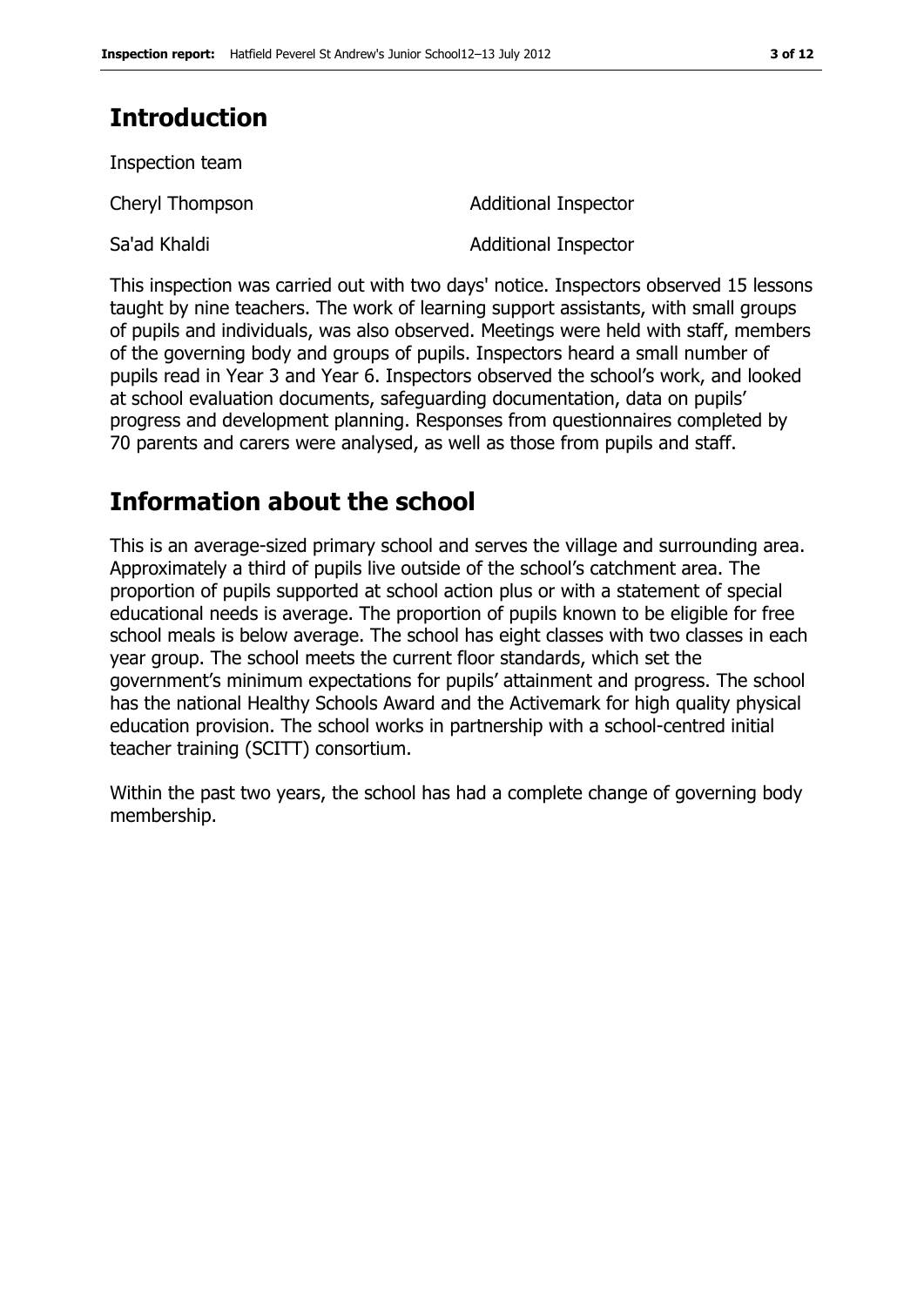## Introduction

Inspection team

| | |
|---|---|
| Cheryl Thompson | Additional Inspector |
| Sa'ad Khaldi | Additional Inspector |

This inspection was carried out with two days' notice. Inspectors observed 15 lessons taught by nine teachers. The work of learning support assistants, with small groups of pupils and individuals, was also observed. Meetings were held with staff, members of the governing body and groups of pupils. Inspectors heard a small number of pupils read in Year 3 and Year 6. Inspectors observed the school's work, and looked at school evaluation documents, safeguarding documentation, data on pupils' progress and development planning. Responses from questionnaires completed by 70 parents and carers were analysed, as well as those from pupils and staff.

## Information about the school

This is an average-sized primary school and serves the village and surrounding area. Approximately a third of pupils live outside of the school's catchment area. The proportion of pupils supported at school action plus or with a statement of special educational needs is average. The proportion of pupils known to be eligible for free school meals is below average. The school has eight classes with two classes in each year group. The school meets the current floor standards, which set the government's minimum expectations for pupils' attainment and progress. The school has the national Healthy Schools Award and the Activemark for high quality physical education provision. The school works in partnership with a school-centred initial teacher training (SCITT) consortium.

Within the past two years, the school has had a complete change of governing body membership.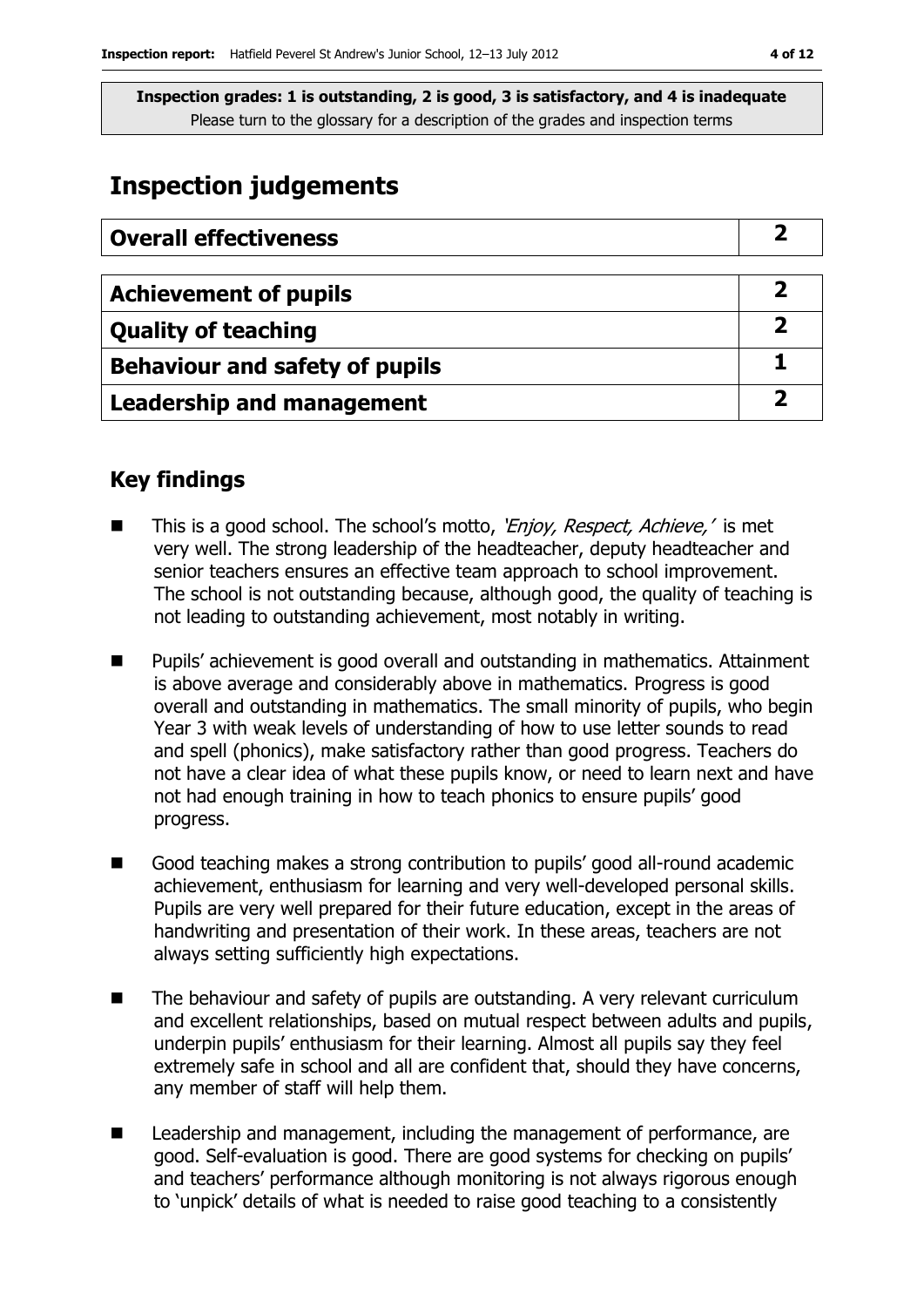**Inspection grades: 1 is outstanding, 2 is good, 3 is satisfactory, and 4 is inadequate**
Please turn to the glossary for a description of the grades and inspection terms

# Inspection judgements

| Overall effectiveness | 2 |
|---|---|
| **Achievement of pupils** | **2** |
| **Quality of teaching** | **2** |
| **Behaviour and safety of pupils** | **1** |
| **Leadership and management** | **2** |

## Key findings

- This is a good school. The school's motto, *'Enjoy, Respect, Achieve,'* is met very well. The strong leadership of the headteacher, deputy headteacher and senior teachers ensures an effective team approach to school improvement. The school is not outstanding because, although good, the quality of teaching is not leading to outstanding achievement, most notably in writing.
- Pupils' achievement is good overall and outstanding in mathematics. Attainment is above average and considerably above in mathematics. Progress is good overall and outstanding in mathematics. The small minority of pupils, who begin Year 3 with weak levels of understanding of how to use letter sounds to read and spell (phonics), make satisfactory rather than good progress. Teachers do not have a clear idea of what these pupils know, or need to learn next and have not had enough training in how to teach phonics to ensure pupils' good progress.
- Good teaching makes a strong contribution to pupils' good all-round academic achievement, enthusiasm for learning and very well-developed personal skills. Pupils are very well prepared for their future education, except in the areas of handwriting and presentation of their work. In these areas, teachers are not always setting sufficiently high expectations.
- The behaviour and safety of pupils are outstanding. A very relevant curriculum and excellent relationships, based on mutual respect between adults and pupils, underpin pupils' enthusiasm for their learning. Almost all pupils say they feel extremely safe in school and all are confident that, should they have concerns, any member of staff will help them.
- Leadership and management, including the management of performance, are good. Self-evaluation is good. There are good systems for checking on pupils' and teachers' performance although monitoring is not always rigorous enough to 'unpick' details of what is needed to raise good teaching to a consistently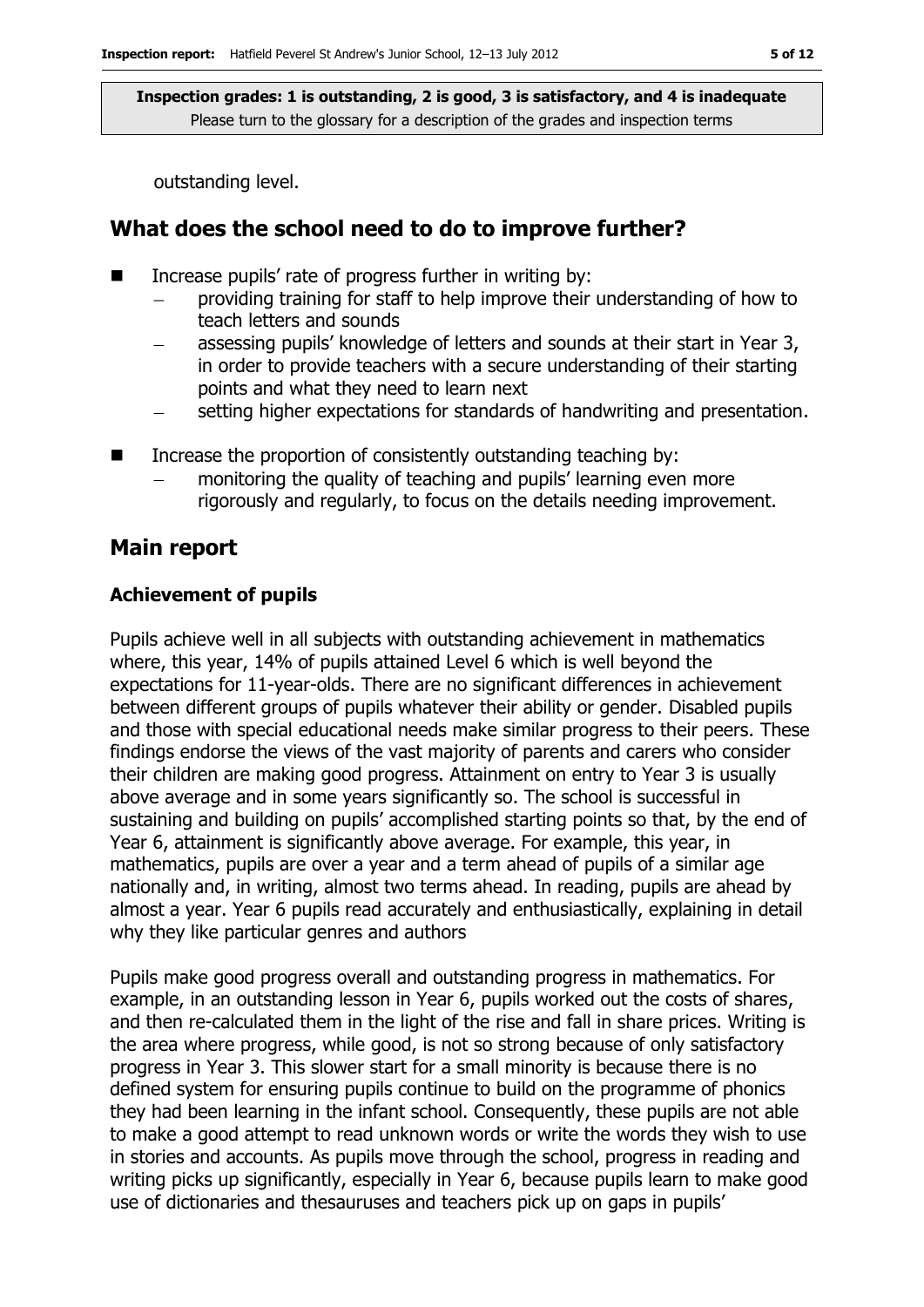outstanding level.

## What does the school need to do to improve further?

- Increase pupils' rate of progress further in writing by:
  - providing training for staff to help improve their understanding of how to teach letters and sounds
  - assessing pupils' knowledge of letters and sounds at their start in Year 3, in order to provide teachers with a secure understanding of their starting points and what they need to learn next
  - setting higher expectations for standards of handwriting and presentation.
- Increase the proportion of consistently outstanding teaching by:
  - monitoring the quality of teaching and pupils' learning even more rigorously and regularly, to focus on the details needing improvement.

## Main report

### Achievement of pupils

Pupils achieve well in all subjects with outstanding achievement in mathematics where, this year, 14% of pupils attained Level 6 which is well beyond the expectations for 11-year-olds. There are no significant differences in achievement between different groups of pupils whatever their ability or gender. Disabled pupils and those with special educational needs make similar progress to their peers. These findings endorse the views of the vast majority of parents and carers who consider their children are making good progress. Attainment on entry to Year 3 is usually above average and in some years significantly so. The school is successful in sustaining and building on pupils' accomplished starting points so that, by the end of Year 6, attainment is significantly above average. For example, this year, in mathematics, pupils are over a year and a term ahead of pupils of a similar age nationally and, in writing, almost two terms ahead. In reading, pupils are ahead by almost a year. Year 6 pupils read accurately and enthusiastically, explaining in detail why they like particular genres and authors

Pupils make good progress overall and outstanding progress in mathematics. For example, in an outstanding lesson in Year 6, pupils worked out the costs of shares, and then re-calculated them in the light of the rise and fall in share prices. Writing is the area where progress, while good, is not so strong because of only satisfactory progress in Year 3. This slower start for a small minority is because there is no defined system for ensuring pupils continue to build on the programme of phonics they had been learning in the infant school. Consequently, these pupils are not able to make a good attempt to read unknown words or write the words they wish to use in stories and accounts. As pupils move through the school, progress in reading and writing picks up significantly, especially in Year 6, because pupils learn to make good use of dictionaries and thesauruses and teachers pick up on gaps in pupils'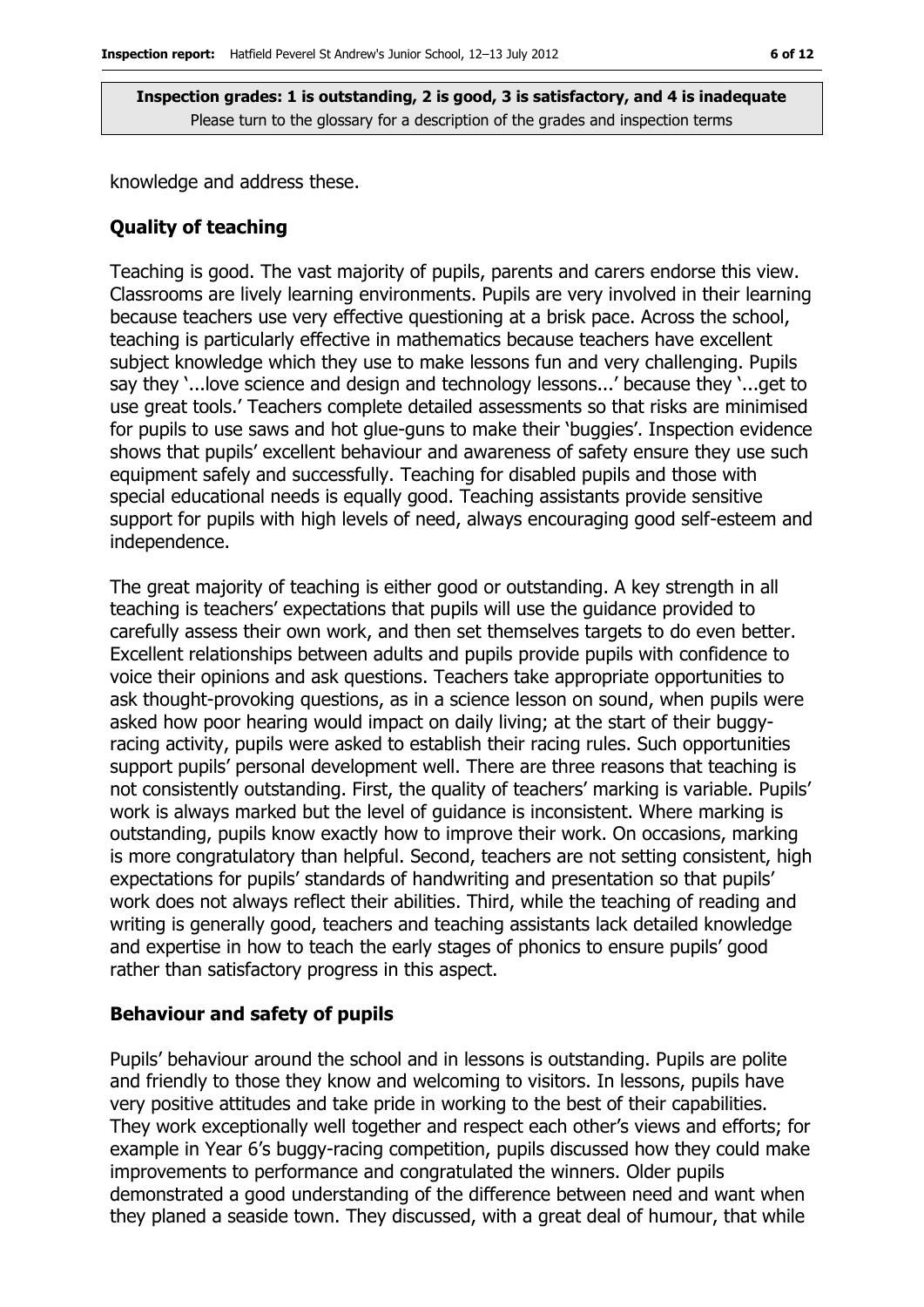knowledge and address these.

## Quality of teaching

Teaching is good. The vast majority of pupils, parents and carers endorse this view. Classrooms are lively learning environments. Pupils are very involved in their learning because teachers use very effective questioning at a brisk pace. Across the school, teaching is particularly effective in mathematics because teachers have excellent subject knowledge which they use to make lessons fun and very challenging. Pupils say they '...love science and design and technology lessons...' because they '...get to use great tools.' Teachers complete detailed assessments so that risks are minimised for pupils to use saws and hot glue-guns to make their 'buggies'. Inspection evidence shows that pupils' excellent behaviour and awareness of safety ensure they use such equipment safely and successfully. Teaching for disabled pupils and those with special educational needs is equally good. Teaching assistants provide sensitive support for pupils with high levels of need, always encouraging good self-esteem and independence.

The great majority of teaching is either good or outstanding. A key strength in all teaching is teachers' expectations that pupils will use the guidance provided to carefully assess their own work, and then set themselves targets to do even better. Excellent relationships between adults and pupils provide pupils with confidence to voice their opinions and ask questions. Teachers take appropriate opportunities to ask thought-provoking questions, as in a science lesson on sound, when pupils were asked how poor hearing would impact on daily living; at the start of their buggy-racing activity, pupils were asked to establish their racing rules. Such opportunities support pupils' personal development well. There are three reasons that teaching is not consistently outstanding. First, the quality of teachers' marking is variable. Pupils' work is always marked but the level of guidance is inconsistent. Where marking is outstanding, pupils know exactly how to improve their work. On occasions, marking is more congratulatory than helpful. Second, teachers are not setting consistent, high expectations for pupils' standards of handwriting and presentation so that pupils' work does not always reflect their abilities. Third, while the teaching of reading and writing is generally good, teachers and teaching assistants lack detailed knowledge and expertise in how to teach the early stages of phonics to ensure pupils' good rather than satisfactory progress in this aspect.

## Behaviour and safety of pupils

Pupils' behaviour around the school and in lessons is outstanding. Pupils are polite and friendly to those they know and welcoming to visitors. In lessons, pupils have very positive attitudes and take pride in working to the best of their capabilities. They work exceptionally well together and respect each other's views and efforts; for example in Year 6's buggy-racing competition, pupils discussed how they could make improvements to performance and congratulated the winners. Older pupils demonstrated a good understanding of the difference between need and want when they planed a seaside town. They discussed, with a great deal of humour, that while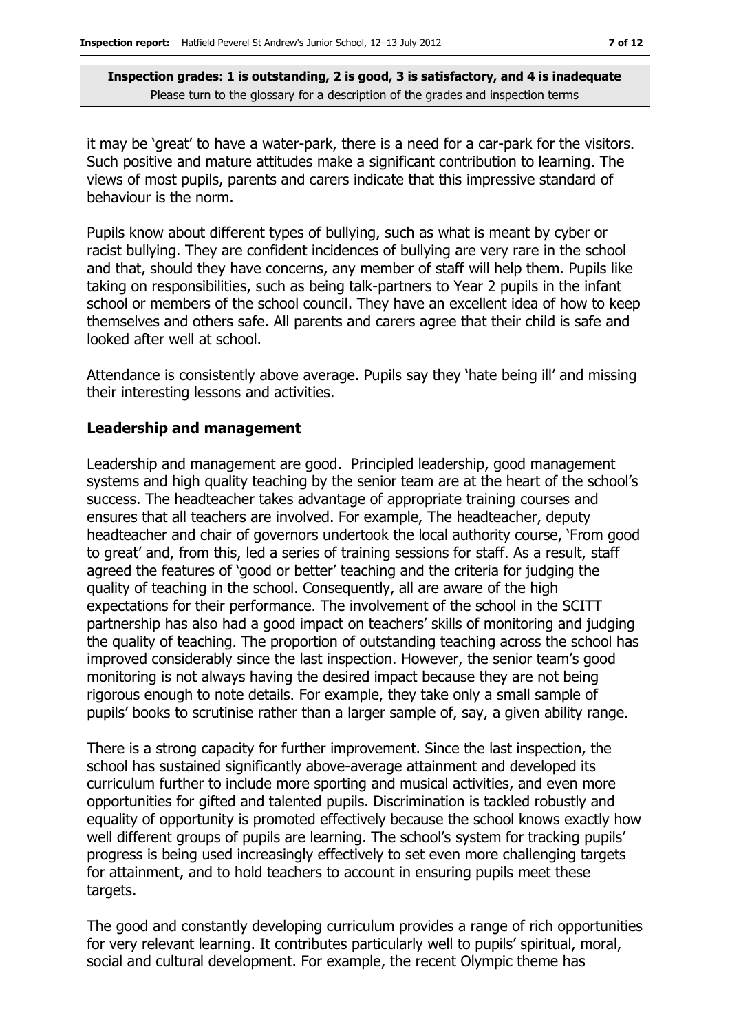it may be 'great' to have a water-park, there is a need for a car-park for the visitors. Such positive and mature attitudes make a significant contribution to learning. The views of most pupils, parents and carers indicate that this impressive standard of behaviour is the norm.

Pupils know about different types of bullying, such as what is meant by cyber or racist bullying. They are confident incidences of bullying are very rare in the school and that, should they have concerns, any member of staff will help them. Pupils like taking on responsibilities, such as being talk-partners to Year 2 pupils in the infant school or members of the school council. They have an excellent idea of how to keep themselves and others safe. All parents and carers agree that their child is safe and looked after well at school.

Attendance is consistently above average. Pupils say they 'hate being ill' and missing their interesting lessons and activities.

### Leadership and management

Leadership and management are good. Principled leadership, good management systems and high quality teaching by the senior team are at the heart of the school's success. The headteacher takes advantage of appropriate training courses and ensures that all teachers are involved. For example, The headteacher, deputy headteacher and chair of governors undertook the local authority course, 'From good to great' and, from this, led a series of training sessions for staff. As a result, staff agreed the features of 'good or better' teaching and the criteria for judging the quality of teaching in the school. Consequently, all are aware of the high expectations for their performance. The involvement of the school in the SCITT partnership has also had a good impact on teachers' skills of monitoring and judging the quality of teaching. The proportion of outstanding teaching across the school has improved considerably since the last inspection. However, the senior team's good monitoring is not always having the desired impact because they are not being rigorous enough to note details. For example, they take only a small sample of pupils' books to scrutinise rather than a larger sample of, say, a given ability range.

There is a strong capacity for further improvement. Since the last inspection, the school has sustained significantly above-average attainment and developed its curriculum further to include more sporting and musical activities, and even more opportunities for gifted and talented pupils. Discrimination is tackled robustly and equality of opportunity is promoted effectively because the school knows exactly how well different groups of pupils are learning. The school's system for tracking pupils' progress is being used increasingly effectively to set even more challenging targets for attainment, and to hold teachers to account in ensuring pupils meet these targets.

The good and constantly developing curriculum provides a range of rich opportunities for very relevant learning. It contributes particularly well to pupils' spiritual, moral, social and cultural development. For example, the recent Olympic theme has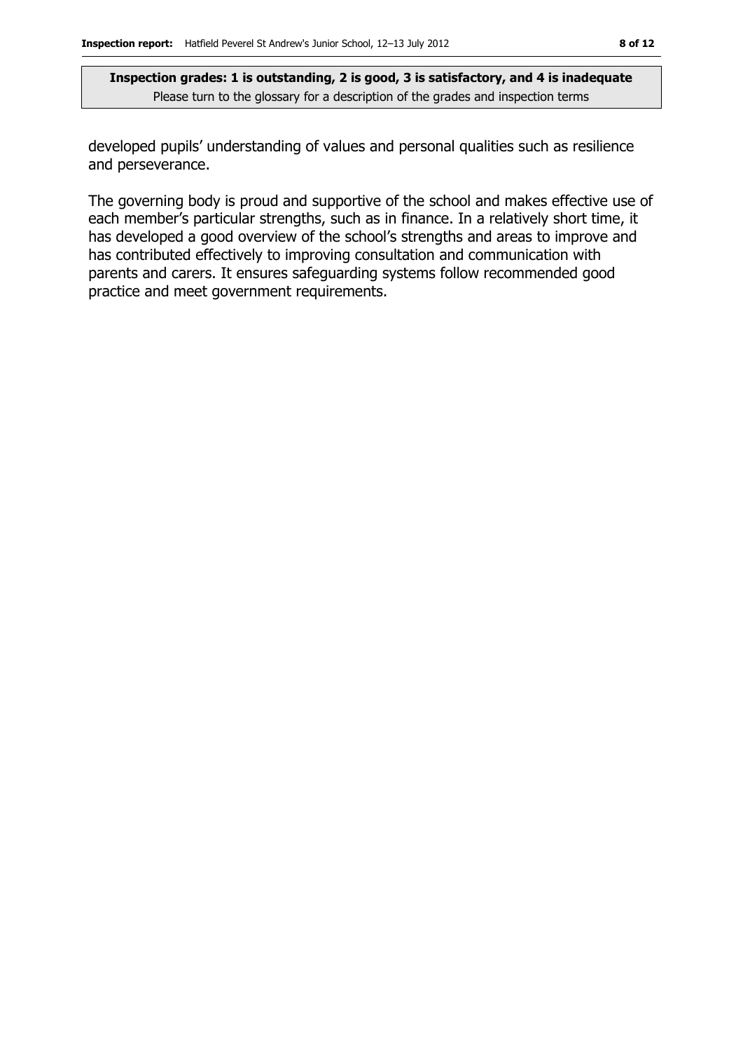developed pupils' understanding of values and personal qualities such as resilience and perseverance.

The governing body is proud and supportive of the school and makes effective use of each member's particular strengths, such as in finance. In a relatively short time, it has developed a good overview of the school's strengths and areas to improve and has contributed effectively to improving consultation and communication with parents and carers. It ensures safeguarding systems follow recommended good practice and meet government requirements.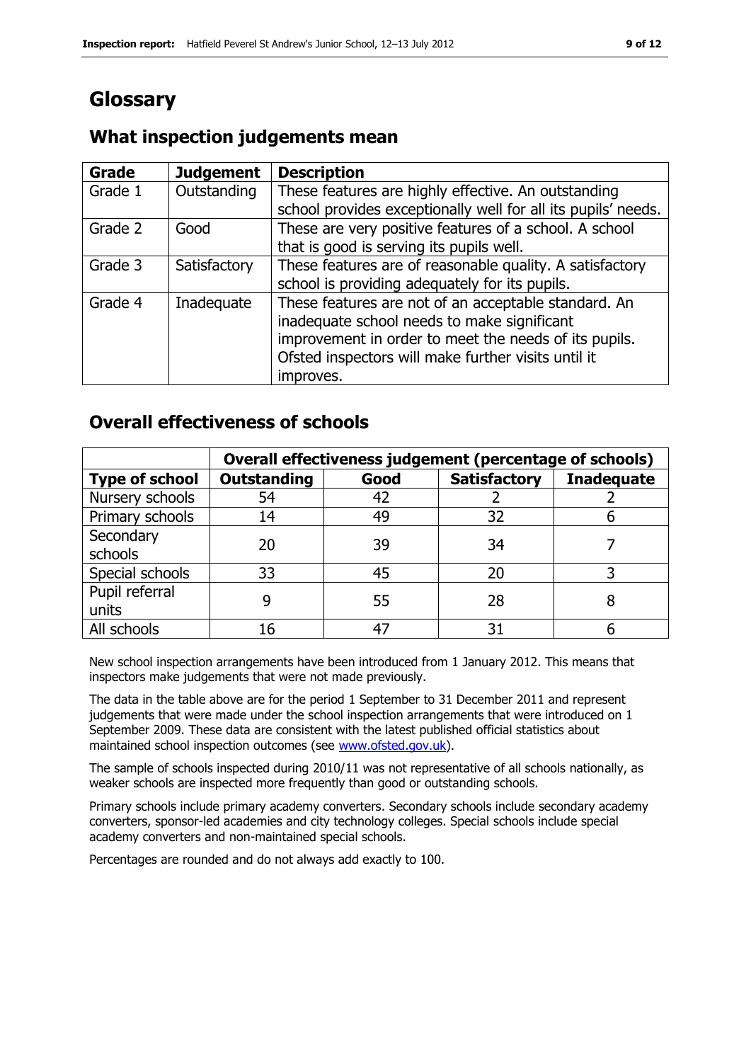# Glossary

## What inspection judgements mean

| Grade | Judgement | Description |
|---|---|---|
| Grade 1 | Outstanding | These features are highly effective. An outstanding school provides exceptionally well for all its pupils' needs. |
| Grade 2 | Good | These are very positive features of a school. A school that is good is serving its pupils well. |
| Grade 3 | Satisfactory | These features are of reasonable quality. A satisfactory school is providing adequately for its pupils. |
| Grade 4 | Inadequate | These features are not of an acceptable standard. An inadequate school needs to make significant improvement in order to meet the needs of its pupils. Ofsted inspectors will make further visits until it improves. |

## Overall effectiveness of schools

| | Overall effectiveness judgement (percentage of schools) | | | |
|---|---|---|---|---|
| **Type of school** | **Outstanding** | **Good** | **Satisfactory** | **Inadequate** |
| Nursery schools | 54 | 42 | 2 | 2 |
| Primary schools | 14 | 49 | 32 | 6 |
| Secondary schools | 20 | 39 | 34 | 7 |
| Special schools | 33 | 45 | 20 | 3 |
| Pupil referral units | 9 | 55 | 28 | 8 |
| All schools | 16 | 47 | 31 | 6 |

New school inspection arrangements have been introduced from 1 January 2012. This means that inspectors make judgements that were not made previously.

The data in the table above are for the period 1 September to 31 December 2011 and represent judgements that were made under the school inspection arrangements that were introduced on 1 September 2009. These data are consistent with the latest published official statistics about maintained school inspection outcomes (see www.ofsted.gov.uk).

The sample of schools inspected during 2010/11 was not representative of all schools nationally, as weaker schools are inspected more frequently than good or outstanding schools.

Primary schools include primary academy converters. Secondary schools include secondary academy converters, sponsor-led academies and city technology colleges. Special schools include special academy converters and non-maintained special schools.

Percentages are rounded and do not always add exactly to 100.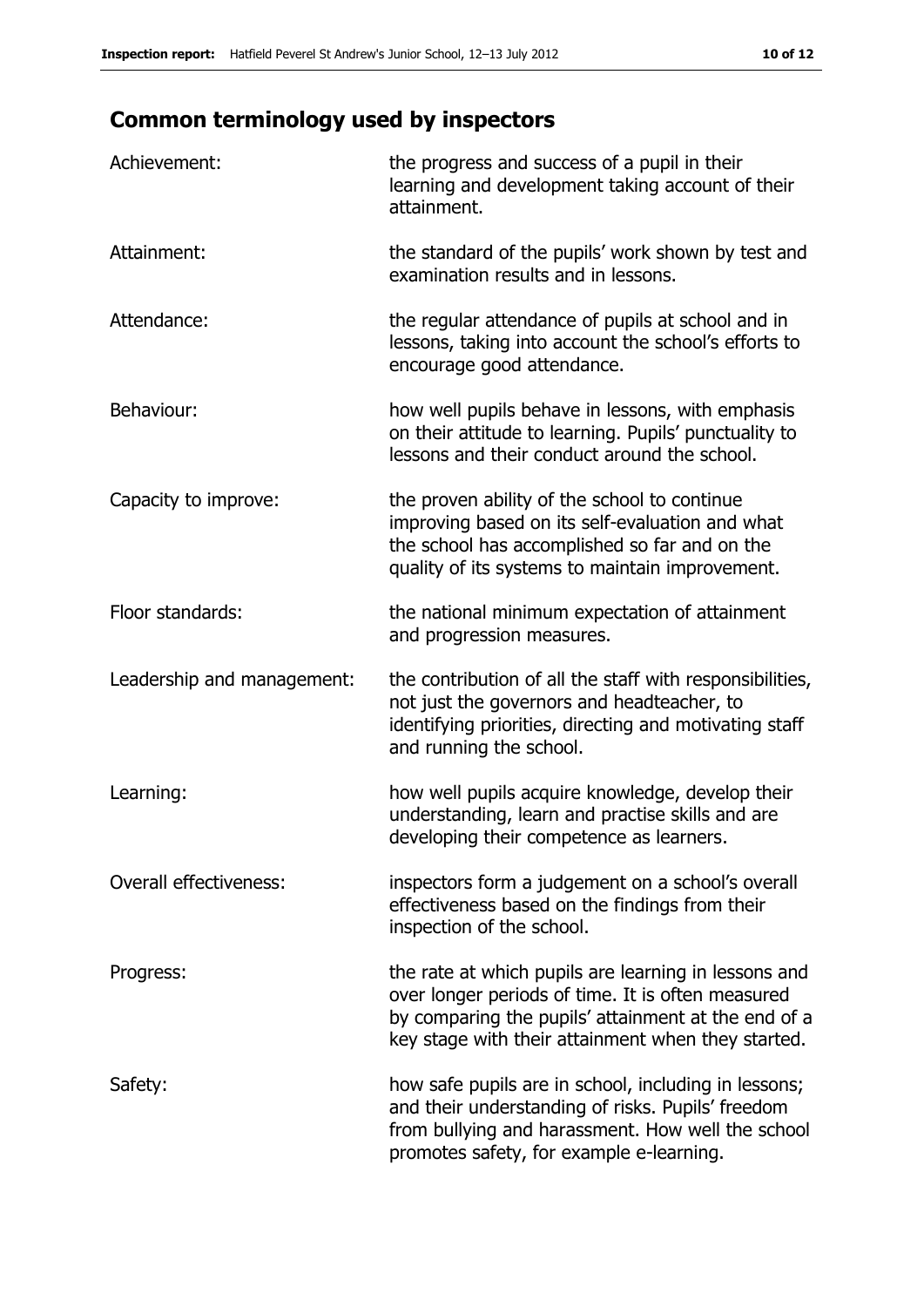## Common terminology used by inspectors

| | |
|---|---|
| Achievement: | the progress and success of a pupil in their learning and development taking account of their attainment. |
| Attainment: | the standard of the pupils' work shown by test and examination results and in lessons. |
| Attendance: | the regular attendance of pupils at school and in lessons, taking into account the school's efforts to encourage good attendance. |
| Behaviour: | how well pupils behave in lessons, with emphasis on their attitude to learning. Pupils' punctuality to lessons and their conduct around the school. |
| Capacity to improve: | the proven ability of the school to continue improving based on its self-evaluation and what the school has accomplished so far and on the quality of its systems to maintain improvement. |
| Floor standards: | the national minimum expectation of attainment and progression measures. |
| Leadership and management: | the contribution of all the staff with responsibilities, not just the governors and headteacher, to identifying priorities, directing and motivating staff and running the school. |
| Learning: | how well pupils acquire knowledge, develop their understanding, learn and practise skills and are developing their competence as learners. |
| Overall effectiveness: | inspectors form a judgement on a school's overall effectiveness based on the findings from their inspection of the school. |
| Progress: | the rate at which pupils are learning in lessons and over longer periods of time. It is often measured by comparing the pupils' attainment at the end of a key stage with their attainment when they started. |
| Safety: | how safe pupils are in school, including in lessons; and their understanding of risks. Pupils' freedom from bullying and harassment. How well the school promotes safety, for example e-learning. |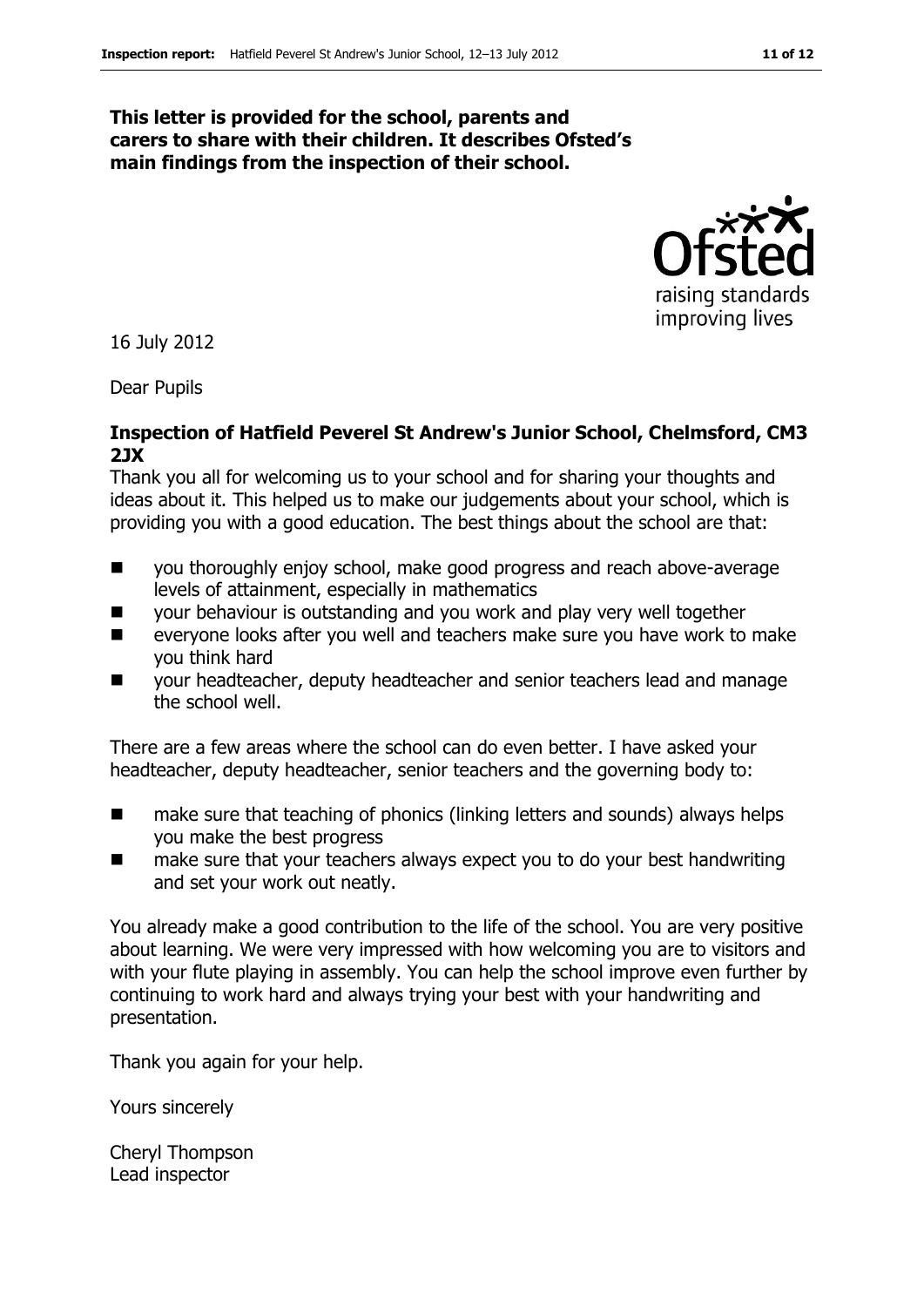**This letter is provided for the school, parents and carers to share with their children. It describes Ofsted's main findings from the inspection of their school.**

16 July 2012

Dear Pupils

**Inspection of Hatfield Peverel St Andrew's Junior School, Chelmsford, CM3 2JX**

Thank you all for welcoming us to your school and for sharing your thoughts and ideas about it. This helped us to make our judgements about your school, which is providing you with a good education. The best things about the school are that:

- you thoroughly enjoy school, make good progress and reach above-average levels of attainment, especially in mathematics
- your behaviour is outstanding and you work and play very well together
- everyone looks after you well and teachers make sure you have work to make you think hard
- your headteacher, deputy headteacher and senior teachers lead and manage the school well.

There are a few areas where the school can do even better. I have asked your headteacher, deputy headteacher, senior teachers and the governing body to:

- make sure that teaching of phonics (linking letters and sounds) always helps you make the best progress
- make sure that your teachers always expect you to do your best handwriting and set your work out neatly.

You already make a good contribution to the life of the school. You are very positive about learning. We were very impressed with how welcoming you are to visitors and with your flute playing in assembly. You can help the school improve even further by continuing to work hard and always trying your best with your handwriting and presentation.

Thank you again for your help.

Yours sincerely

Cheryl Thompson
Lead inspector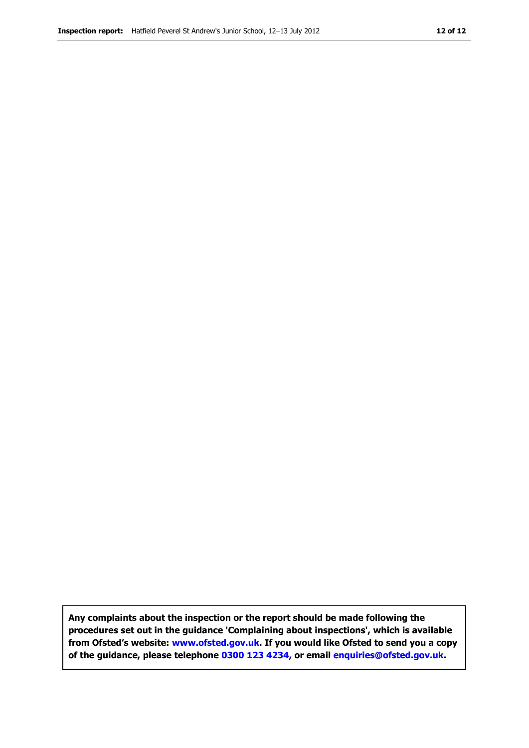**Any complaints about the inspection or the report should be made following the procedures set out in the guidance 'Complaining about inspections', which is available from Ofsted's website: www.ofsted.gov.uk. If you would like Ofsted to send you a copy of the guidance, please telephone 0300 123 4234, or email enquiries@ofsted.gov.uk.**